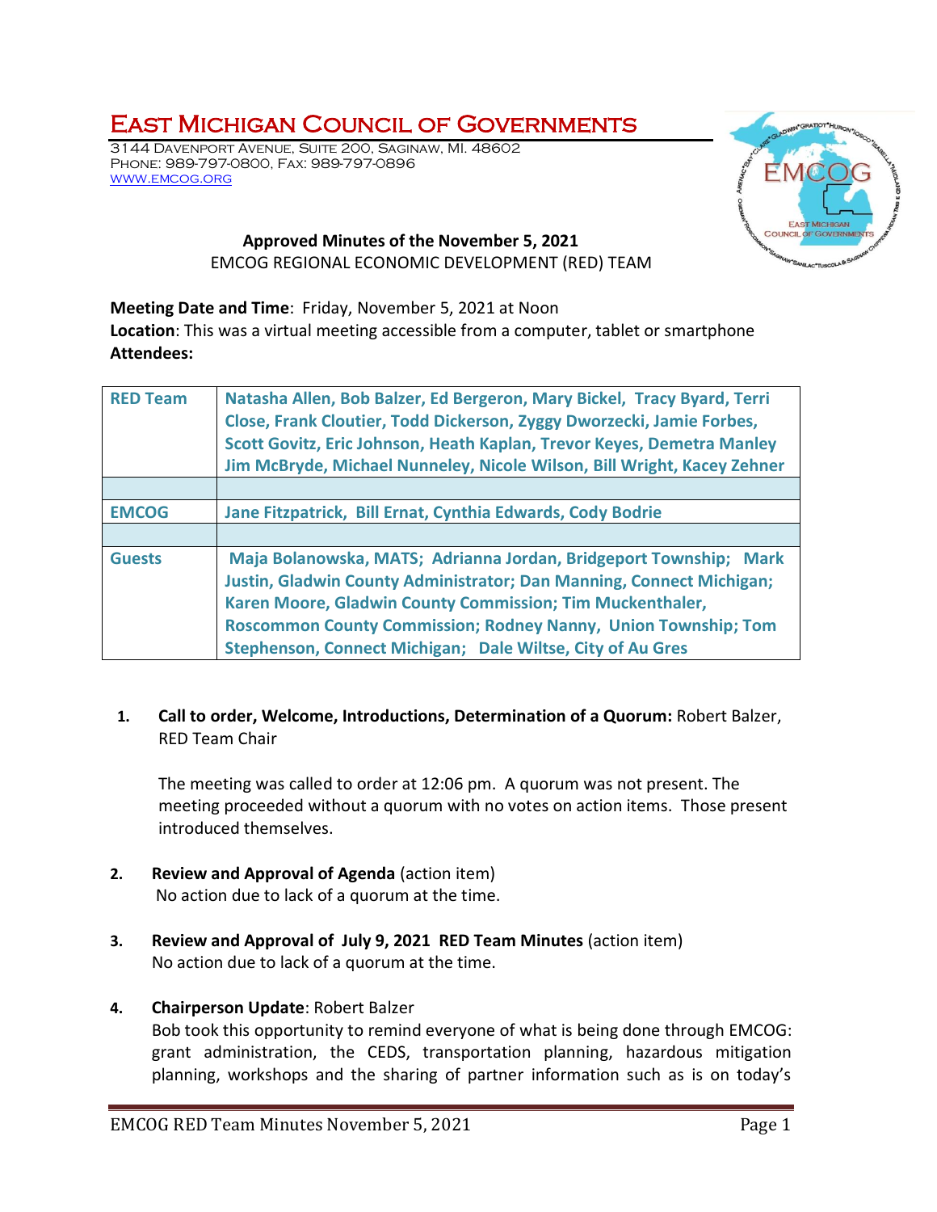# East Michigan Council of Governments

3144 Davenport Avenue, Suite 200, Saginaw, MI. 48602
Phone: 989-797-0800, Fax: 989-797-0896
www.emcog.org

**Approved Minutes of the November 5, 2021**
EMCOG REGIONAL ECONOMIC DEVELOPMENT (RED) TEAM

**Meeting Date and Time**: Friday, November 5, 2021 at Noon
**Location**: This was a virtual meeting accessible from a computer, tablet or smartphone
**Attendees:**

| | |
|---|---|
| **RED Team** | **Natasha Allen, Bob Balzer, Ed Bergeron, Mary Bickel, Tracy Byard, Terri Close, Frank Cloutier, Todd Dickerson, Zyggy Dworzecki, Jamie Forbes, Scott Govitz, Eric Johnson, Heath Kaplan, Trevor Keyes, Demetra Manley Jim McBryde, Michael Nunneley, Nicole Wilson, Bill Wright, Kacey Zehner** |
| | |
| **EMCOG** | **Jane Fitzpatrick, Bill Ernat, Cynthia Edwards, Cody Bodrie** |
| | |
| **Guests** | **Maja Bolanowska, MATS; Adrianna Jordan, Bridgeport Township; Mark Justin, Gladwin County Administrator; Dan Manning, Connect Michigan; Karen Moore, Gladwin County Commission; Tim Muckenthaler, Roscommon County Commission; Rodney Nanny, Union Township; Tom Stephenson, Connect Michigan; Dale Wiltse, City of Au Gres** |

1. **Call to order, Welcome, Introductions, Determination of a Quorum:** Robert Balzer, RED Team Chair

   The meeting was called to order at 12:06 pm. A quorum was not present. The meeting proceeded without a quorum with no votes on action items. Those present introduced themselves.

2. **Review and Approval of Agenda** (action item)
   No action due to lack of a quorum at the time.

3. **Review and Approval of July 9, 2021 RED Team Minutes** (action item)
   No action due to lack of a quorum at the time.

4. **Chairperson Update**: Robert Balzer
   Bob took this opportunity to remind everyone of what is being done through EMCOG: grant administration, the CEDS, transportation planning, hazardous mitigation planning, workshops and the sharing of partner information such as is on today's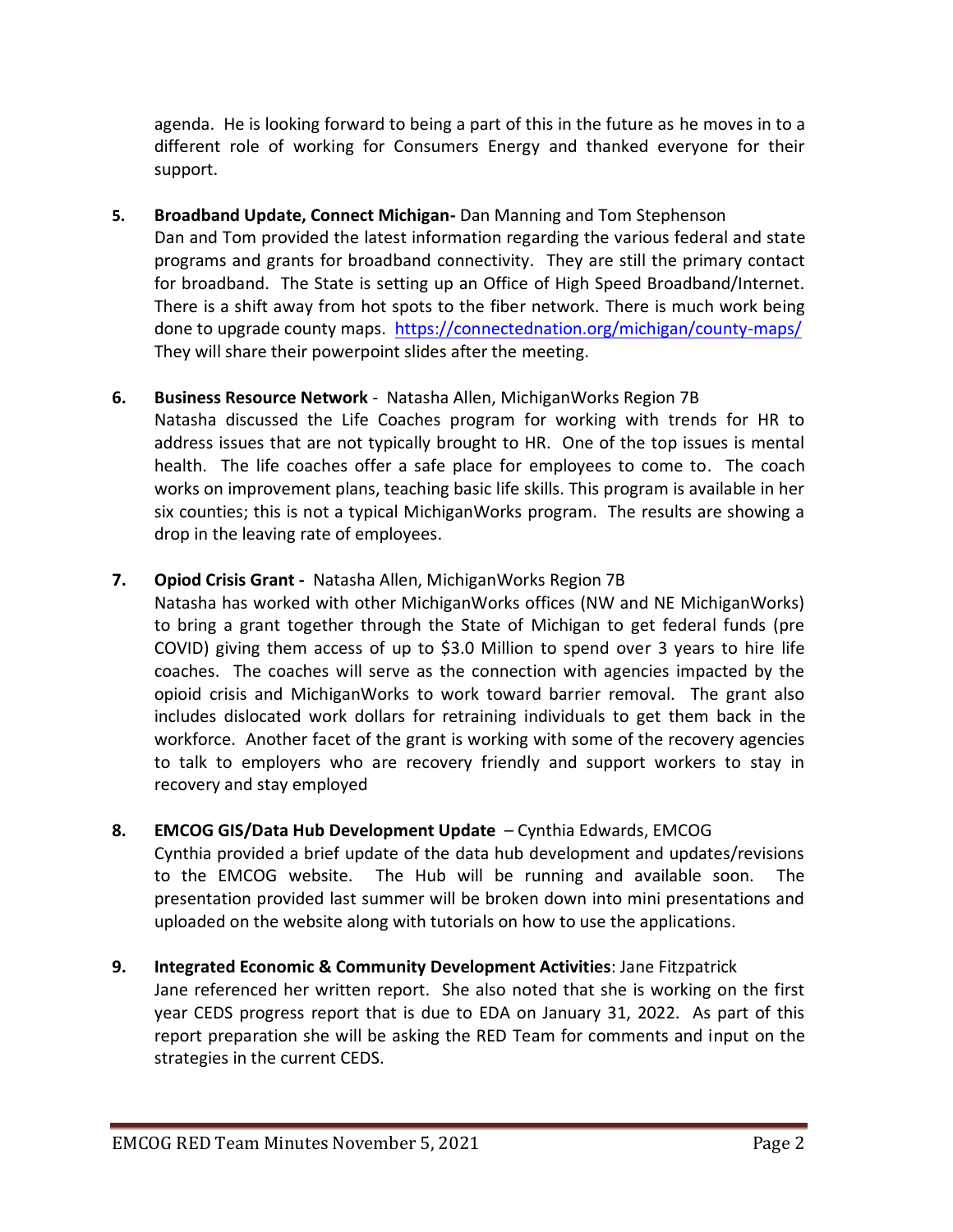agenda. He is looking forward to being a part of this in the future as he moves in to a different role of working for Consumers Energy and thanked everyone for their support.

5. **Broadband Update, Connect Michigan-** Dan Manning and Tom Stephenson
   Dan and Tom provided the latest information regarding the various federal and state programs and grants for broadband connectivity. They are still the primary contact for broadband. The State is setting up an Office of High Speed Broadband/Internet. There is a shift away from hot spots to the fiber network. There is much work being done to upgrade county maps. https://connectednation.org/michigan/county-maps/ They will share their powerpoint slides after the meeting.

6. **Business Resource Network** - Natasha Allen, MichiganWorks Region 7B
   Natasha discussed the Life Coaches program for working with trends for HR to address issues that are not typically brought to HR. One of the top issues is mental health. The life coaches offer a safe place for employees to come to. The coach works on improvement plans, teaching basic life skills. This program is available in her six counties; this is not a typical MichiganWorks program. The results are showing a drop in the leaving rate of employees.

7. **Opiod Crisis Grant -** Natasha Allen, MichiganWorks Region 7B
   Natasha has worked with other MichiganWorks offices (NW and NE MichiganWorks) to bring a grant together through the State of Michigan to get federal funds (pre COVID) giving them access of up to $3.0 Million to spend over 3 years to hire life coaches. The coaches will serve as the connection with agencies impacted by the opioid crisis and MichiganWorks to work toward barrier removal. The grant also includes dislocated work dollars for retraining individuals to get them back in the workforce. Another facet of the grant is working with some of the recovery agencies to talk to employers who are recovery friendly and support workers to stay in recovery and stay employed

8. **EMCOG GIS/Data Hub Development Update** – Cynthia Edwards, EMCOG
   Cynthia provided a brief update of the data hub development and updates/revisions to the EMCOG website. The Hub will be running and available soon. The presentation provided last summer will be broken down into mini presentations and uploaded on the website along with tutorials on how to use the applications.

9. **Integrated Economic & Community Development Activities**: Jane Fitzpatrick
   Jane referenced her written report. She also noted that she is working on the first year CEDS progress report that is due to EDA on January 31, 2022. As part of this report preparation she will be asking the RED Team for comments and input on the strategies in the current CEDS.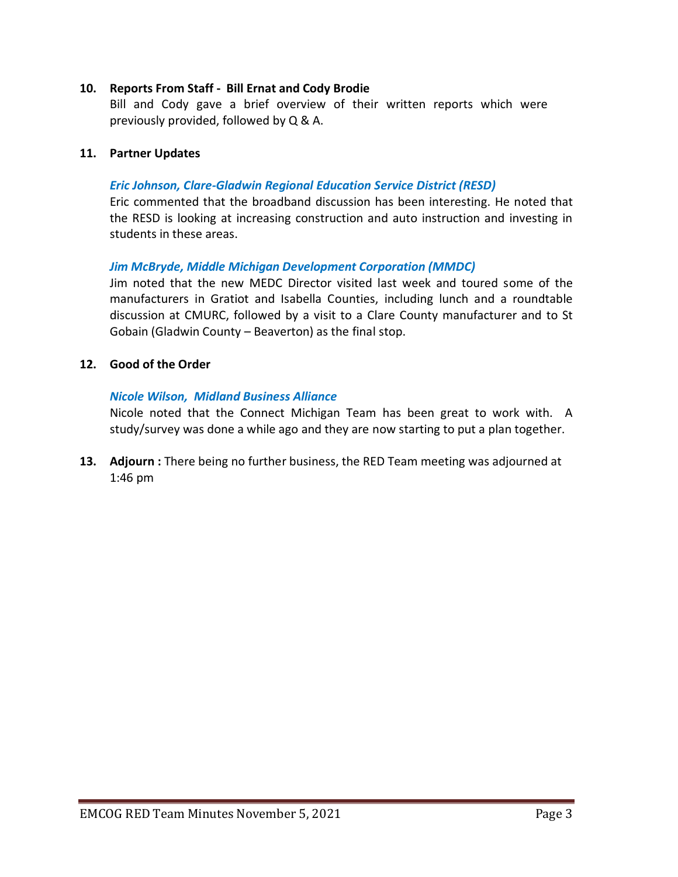**10. Reports From Staff - Bill Ernat and Cody Brodie**

Bill and Cody gave a brief overview of their written reports which were previously provided, followed by Q & A.

**11. Partner Updates**

***Eric Johnson, Clare-Gladwin Regional Education Service District (RESD)***

Eric commented that the broadband discussion has been interesting. He noted that the RESD is looking at increasing construction and auto instruction and investing in students in these areas.

***Jim McBryde, Middle Michigan Development Corporation (MMDC)***

Jim noted that the new MEDC Director visited last week and toured some of the manufacturers in Gratiot and Isabella Counties, including lunch and a roundtable discussion at CMURC, followed by a visit to a Clare County manufacturer and to St Gobain (Gladwin County – Beaverton) as the final stop.

**12. Good of the Order**

***Nicole Wilson, Midland Business Alliance***

Nicole noted that the Connect Michigan Team has been great to work with. A study/survey was done a while ago and they are now starting to put a plan together.

**13. Adjourn :** There being no further business, the RED Team meeting was adjourned at 1:46 pm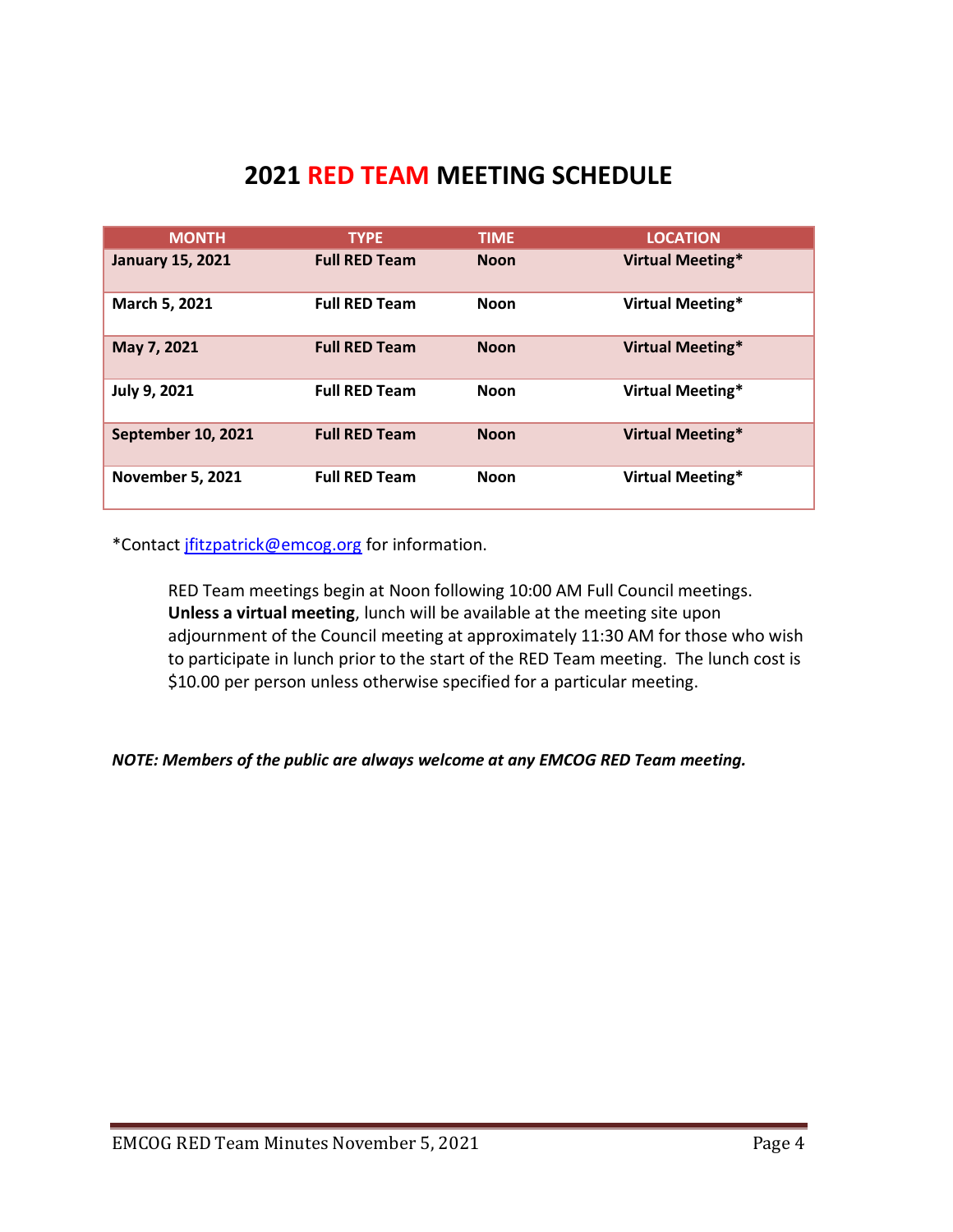# 2021 RED TEAM MEETING SCHEDULE

| MONTH | TYPE | TIME | LOCATION |
|---|---|---|---|
| **January 15, 2021** | **Full RED Team** | **Noon** | **Virtual Meeting*** |
| **March 5, 2021** | **Full RED Team** | **Noon** | **Virtual Meeting*** |
| **May 7, 2021** | **Full RED Team** | **Noon** | **Virtual Meeting*** |
| **July 9, 2021** | **Full RED Team** | **Noon** | **Virtual Meeting*** |
| **September 10, 2021** | **Full RED Team** | **Noon** | **Virtual Meeting*** |
| **November 5, 2021** | **Full RED Team** | **Noon** | **Virtual Meeting*** |

*Contact jfitzpatrick@emcog.org for information.

RED Team meetings begin at Noon following 10:00 AM Full Council meetings. **Unless a virtual meeting**, lunch will be available at the meeting site upon adjournment of the Council meeting at approximately 11:30 AM for those who wish to participate in lunch prior to the start of the RED Team meeting. The lunch cost is $10.00 per person unless otherwise specified for a particular meeting.

***NOTE: Members of the public are always welcome at any EMCOG RED Team meeting.***